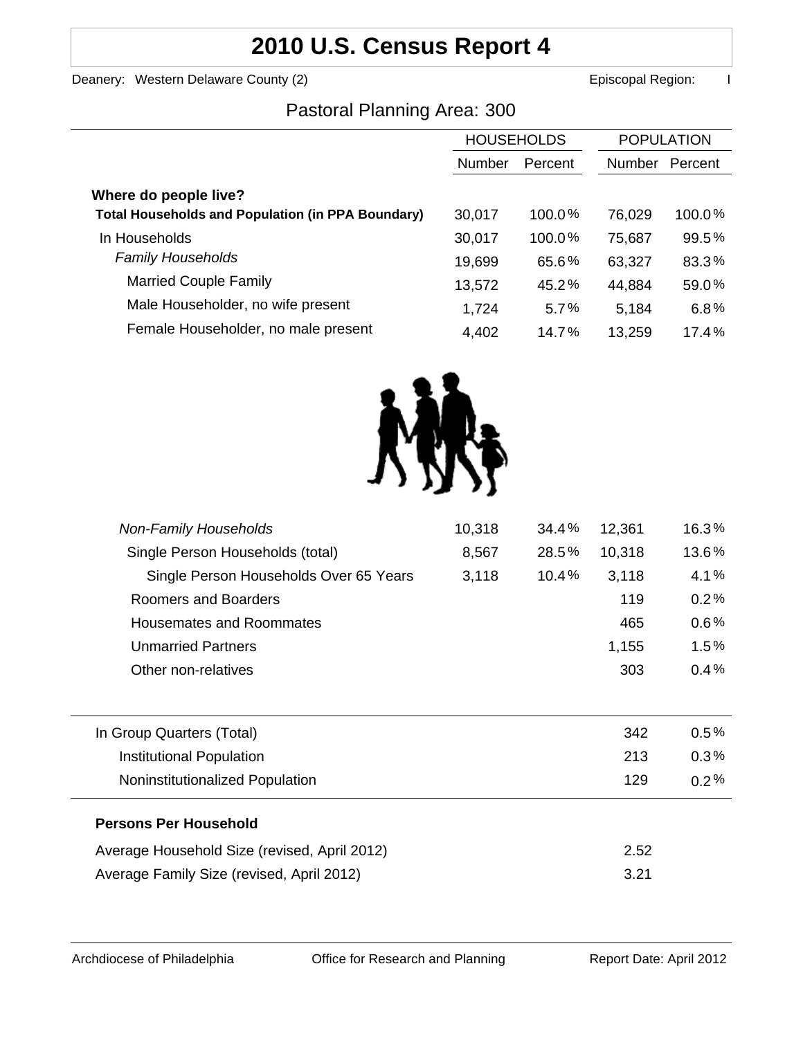# 2010 U.S. Census Report 4

Deanery: Western Delaware County (2) Episcopal Region: I

## Pastoral Planning Area: 300

| | HOUSEHOLDS | | POPULATION | |
|---|---|---|---|---|
| | Number | Percent | Number | Percent |
| **Where do people live?** | | | | |
| **Total Households and Population (in PPA Boundary)** | 30,017 | 100.0% | 76,029 | 100.0% |
| In Households | 30,017 | 100.0% | 75,687 | 99.5% |
| *Family Households* | 19,699 | 65.6% | 63,327 | 83.3% |
| Married Couple Family | 13,572 | 45.2% | 44,884 | 59.0% |
| Male Householder, no wife present | 1,724 | 5.7% | 5,184 | 6.8% |
| Female Householder, no male present | 4,402 | 14.7% | 13,259 | 17.4% |
| *Non-Family Households* | 10,318 | 34.4% | 12,361 | 16.3% |
| Single Person Households (total) | 8,567 | 28.5% | 10,318 | 13.6% |
| Single Person Households Over 65 Years | 3,118 | 10.4% | 3,118 | 4.1% |
| Roomers and Boarders | | | 119 | 0.2% |
| Housemates and Roommates | | | 465 | 0.6% |
| Unmarried Partners | | | 1,155 | 1.5% |
| Other non-relatives | | | 303 | 0.4% |
| In Group Quarters (Total) | | | 342 | 0.5% |
| Institutional Population | | | 213 | 0.3% |
| Noninstitutionalized Population | | | 129 | 0.2% |

**Persons Per Household**

| | |
|---|---|
| Average Household Size (revised, April 2012) | 2.52 |
| Average Family Size (revised, April 2012) | 3.21 |

Archdiocese of Philadelphia Office for Research and Planning Report Date: April 2012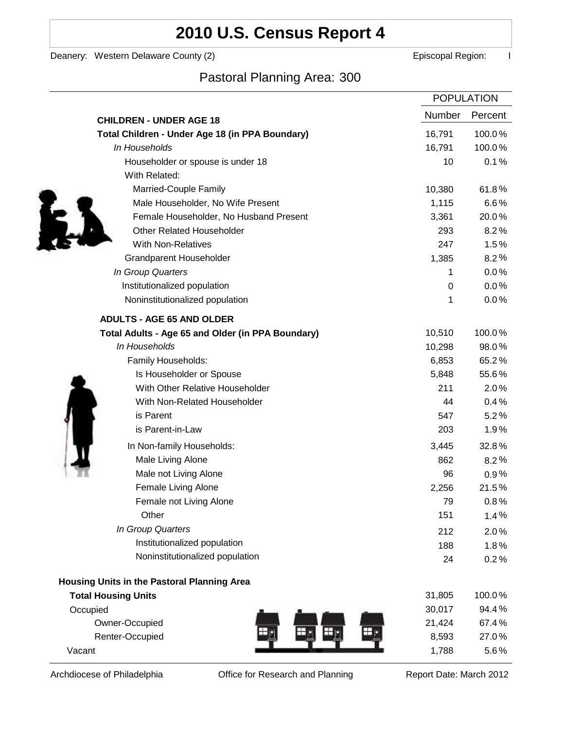# 2010 U.S. Census Report 4

Deanery: Western Delaware County (2) | Episcopal Region: I

## Pastoral Planning Area: 300

| | POPULATION | |
|---|---|---|
| **CHILDREN - UNDER AGE 18** | Number | Percent |
| **Total Children - Under Age 18 (in PPA Boundary)** | 16,791 | 100.0% |
| *In Households* | 16,791 | 100.0% |
| Householder or spouse is under 18 | 10 | 0.1% |
| With Related: | | |
| Married-Couple Family | 10,380 | 61.8% |
| Male Householder, No Wife Present | 1,115 | 6.6% |
| Female Householder, No Husband Present | 3,361 | 20.0% |
| Other Related Householder | 293 | 8.2% |
| With Non-Relatives | 247 | 1.5% |
| Grandparent Householder | 1,385 | 8.2% |
| *In Group Quarters* | 1 | 0.0% |
| Institutionalized population | 0 | 0.0% |
| Noninstitutionalized population | 1 | 0.0% |
| **ADULTS - AGE 65 AND OLDER** | | |
| **Total Adults - Age 65 and Older (in PPA Boundary)** | 10,510 | 100.0% |
| *In Households* | 10,298 | 98.0% |
| Family Households: | 6,853 | 65.2% |
| Is Householder or Spouse | 5,848 | 55.6% |
| With Other Relative Householder | 211 | 2.0% |
| With Non-Related Householder | 44 | 0.4% |
| is Parent | 547 | 5.2% |
| is Parent-in-Law | 203 | 1.9% |
| In Non-family Households: | 3,445 | 32.8% |
| Male Living Alone | 862 | 8.2% |
| Male not Living Alone | 96 | 0.9% |
| Female Living Alone | 2,256 | 21.5% |
| Female not Living Alone | 79 | 0.8% |
| Other | 151 | 1.4% |
| *In Group Quarters* | 212 | 2.0% |
| Institutionalized population | 188 | 1.8% |
| Noninstitutionalized population | 24 | 0.2% |

| **Housing Units in the Pastoral Planning Area** | | |
|---|---|---|
| **Total Housing Units** | 31,805 | 100.0% |
| Occupied | 30,017 | 94.4% |
| Owner-Occupied | 21,424 | 67.4% |
| Renter-Occupied | 8,593 | 27.0% |
| Vacant | 1,788 | 5.6% |

Archdiocese of Philadelphia | Office for Research and Planning | Report Date: March 2012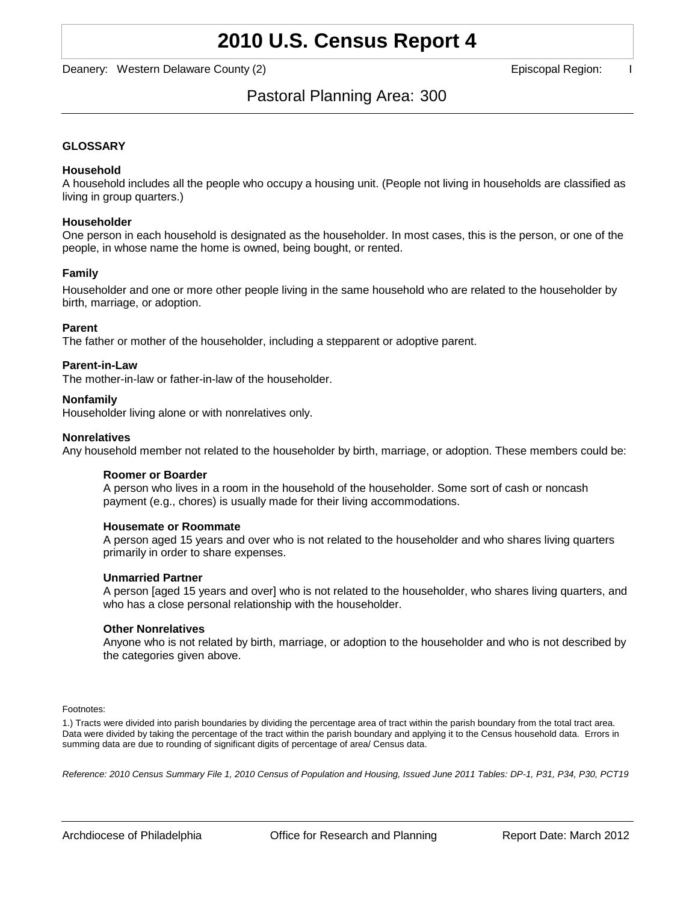# 2010 U.S. Census Report 4

Deanery: Western Delaware County (2) Episcopal Region: I

## Pastoral Planning Area: 300

**GLOSSARY**

**Household**
A household includes all the people who occupy a housing unit. (People not living in households are classified as living in group quarters.)

**Householder**
One person in each household is designated as the householder. In most cases, this is the person, or one of the people, in whose name the home is owned, being bought, or rented.

**Family**
Householder and one or more other people living in the same household who are related to the householder by birth, marriage, or adoption.

**Parent**
The father or mother of the householder, including a stepparent or adoptive parent.

**Parent-in-Law**
The mother-in-law or father-in-law of the householder.

**Nonfamily**
Householder living alone or with nonrelatives only.

**Nonrelatives**
Any household member not related to the householder by birth, marriage, or adoption. These members could be:

> **Roomer or Boarder**
> A person who lives in a room in the household of the householder. Some sort of cash or noncash payment (e.g., chores) is usually made for their living accommodations.
>
> **Housemate or Roommate**
> A person aged 15 years and over who is not related to the householder and who shares living quarters primarily in order to share expenses.
>
> **Unmarried Partner**
> A person [aged 15 years and over] who is not related to the householder, who shares living quarters, and who has a close personal relationship with the householder.
>
> **Other Nonrelatives**
> Anyone who is not related by birth, marriage, or adoption to the householder and who is not described by the categories given above.

Footnotes:

1.) Tracts were divided into parish boundaries by dividing the percentage area of tract within the parish boundary from the total tract area. Data were divided by taking the percentage of the tract within the parish boundary and applying it to the Census household data. Errors in summing data are due to rounding of significant digits of percentage of area/ Census data.

*Reference: 2010 Census Summary File 1, 2010 Census of Population and Housing, Issued June 2011 Tables: DP-1, P31, P34, P30, PCT19*

Archdiocese of Philadelphia Office for Research and Planning Report Date: March 2012